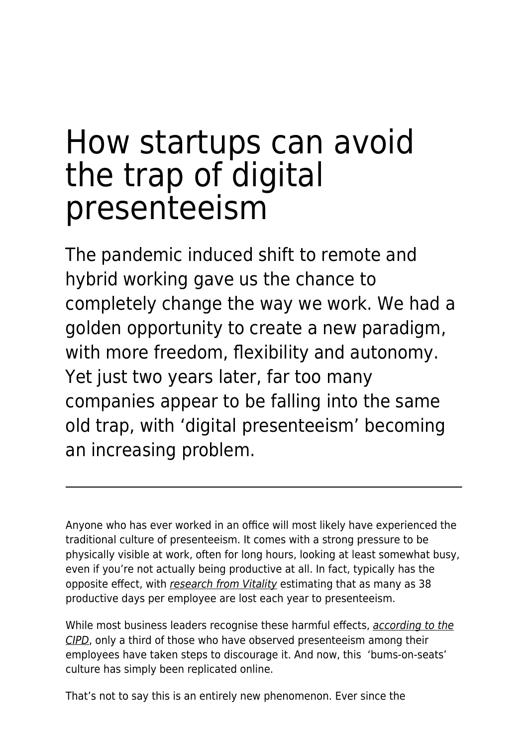# How startups can avoid the trap of digital presenteeism

The pandemic induced shift to remote and hybrid working gave us the chance to completely change the way we work. We had a golden opportunity to create a new paradigm, with more freedom, flexibility and autonomy. Yet just two years later, far too many companies appear to be falling into the same old trap, with 'digital presenteeism' becoming an increasing problem.

---

Anyone who has ever worked in an office will most likely have experienced the traditional culture of presenteeism. It comes with a strong pressure to be physically visible at work, often for long hours, looking at least somewhat busy, even if you're not actually being productive at all. In fact, typically has the opposite effect, with *research from Vitality* estimating that as many as 38 productive days per employee are lost each year to presenteeism.

While most business leaders recognise these harmful effects, *according to the CIPD*, only a third of those who have observed presenteeism among their employees have taken steps to discourage it. And now, this 'bums-on-seats' culture has simply been replicated online.

That's not to say this is an entirely new phenomenon. Ever since the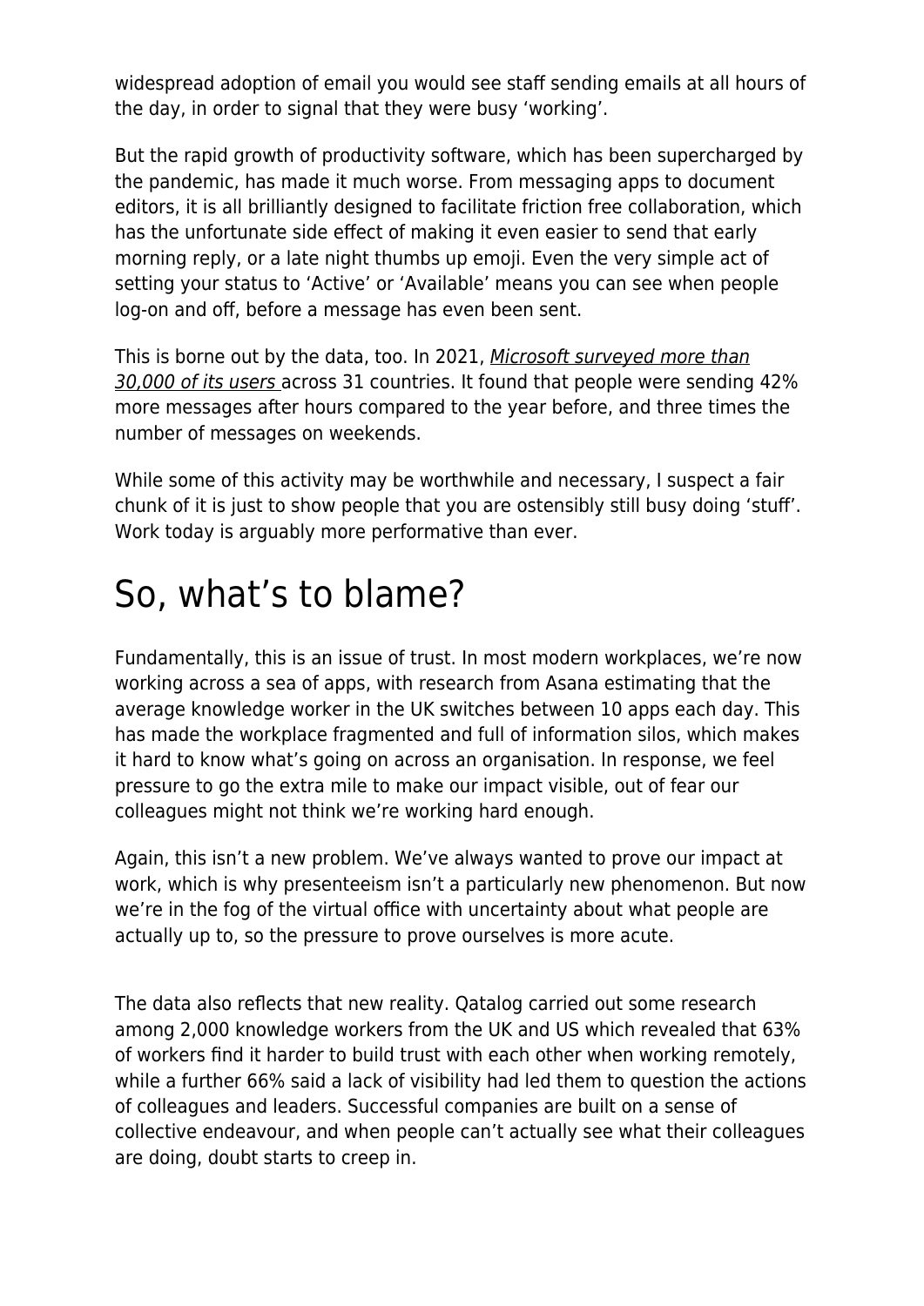widespread adoption of email you would see staff sending emails at all hours of the day, in order to signal that they were busy 'working'.

But the rapid growth of productivity software, which has been supercharged by the pandemic, has made it much worse. From messaging apps to document editors, it is all brilliantly designed to facilitate friction free collaboration, which has the unfortunate side effect of making it even easier to send that early morning reply, or a late night thumbs up emoji. Even the very simple act of setting your status to 'Active' or 'Available' means you can see when people log-on and off, before a message has even been sent.

This is borne out by the data, too. In 2021, *Microsoft surveyed more than 30,000 of its users* across 31 countries. It found that people were sending 42% more messages after hours compared to the year before, and three times the number of messages on weekends.

While some of this activity may be worthwhile and necessary, I suspect a fair chunk of it is just to show people that you are ostensibly still busy doing 'stuff'. Work today is arguably more performative than ever.

# So, what's to blame?

Fundamentally, this is an issue of trust. In most modern workplaces, we're now working across a sea of apps, with research from Asana estimating that the average knowledge worker in the UK switches between 10 apps each day. This has made the workplace fragmented and full of information silos, which makes it hard to know what's going on across an organisation. In response, we feel pressure to go the extra mile to make our impact visible, out of fear our colleagues might not think we're working hard enough.

Again, this isn't a new problem. We've always wanted to prove our impact at work, which is why presenteeism isn't a particularly new phenomenon. But now we're in the fog of the virtual office with uncertainty about what people are actually up to, so the pressure to prove ourselves is more acute.

The data also reflects that new reality. Qatalog carried out some research among 2,000 knowledge workers from the UK and US which revealed that 63% of workers find it harder to build trust with each other when working remotely, while a further 66% said a lack of visibility had led them to question the actions of colleagues and leaders. Successful companies are built on a sense of collective endeavour, and when people can't actually see what their colleagues are doing, doubt starts to creep in.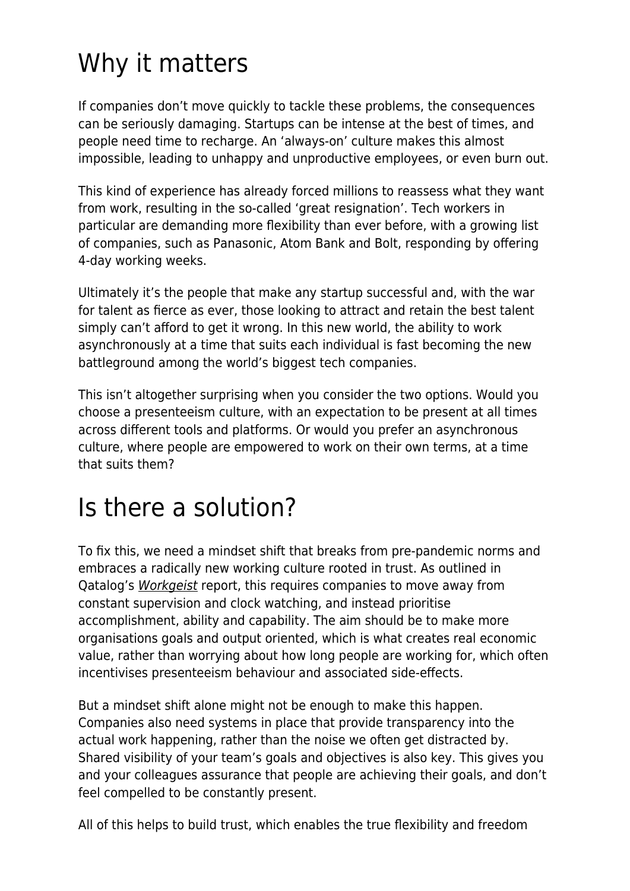# Why it matters

If companies don't move quickly to tackle these problems, the consequences can be seriously damaging. Startups can be intense at the best of times, and people need time to recharge. An 'always-on' culture makes this almost impossible, leading to unhappy and unproductive employees, or even burn out.

This kind of experience has already forced millions to reassess what they want from work, resulting in the so-called 'great resignation'. Tech workers in particular are demanding more flexibility than ever before, with a growing list of companies, such as Panasonic, Atom Bank and Bolt, responding by offering 4-day working weeks.

Ultimately it's the people that make any startup successful and, with the war for talent as fierce as ever, those looking to attract and retain the best talent simply can't afford to get it wrong. In this new world, the ability to work asynchronously at a time that suits each individual is fast becoming the new battleground among the world's biggest tech companies.

This isn't altogether surprising when you consider the two options. Would you choose a presenteeism culture, with an expectation to be present at all times across different tools and platforms. Or would you prefer an asynchronous culture, where people are empowered to work on their own terms, at a time that suits them?

# Is there a solution?

To fix this, we need a mindset shift that breaks from pre-pandemic norms and embraces a radically new working culture rooted in trust. As outlined in Qatalog's *Workgeist* report, this requires companies to move away from constant supervision and clock watching, and instead prioritise accomplishment, ability and capability. The aim should be to make more organisations goals and output oriented, which is what creates real economic value, rather than worrying about how long people are working for, which often incentivises presenteeism behaviour and associated side-effects.

But a mindset shift alone might not be enough to make this happen. Companies also need systems in place that provide transparency into the actual work happening, rather than the noise we often get distracted by. Shared visibility of your team's goals and objectives is also key. This gives you and your colleagues assurance that people are achieving their goals, and don't feel compelled to be constantly present.

All of this helps to build trust, which enables the true flexibility and freedom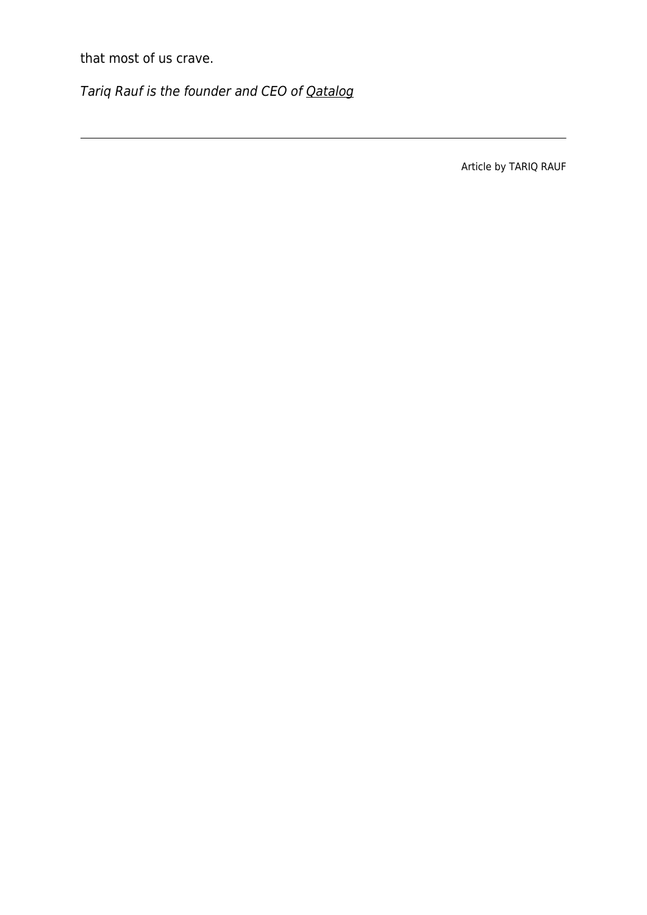that most of us crave.

*Tariq Rauf is the founder and CEO of Qatalog*

---

Article by TARIQ RAUF